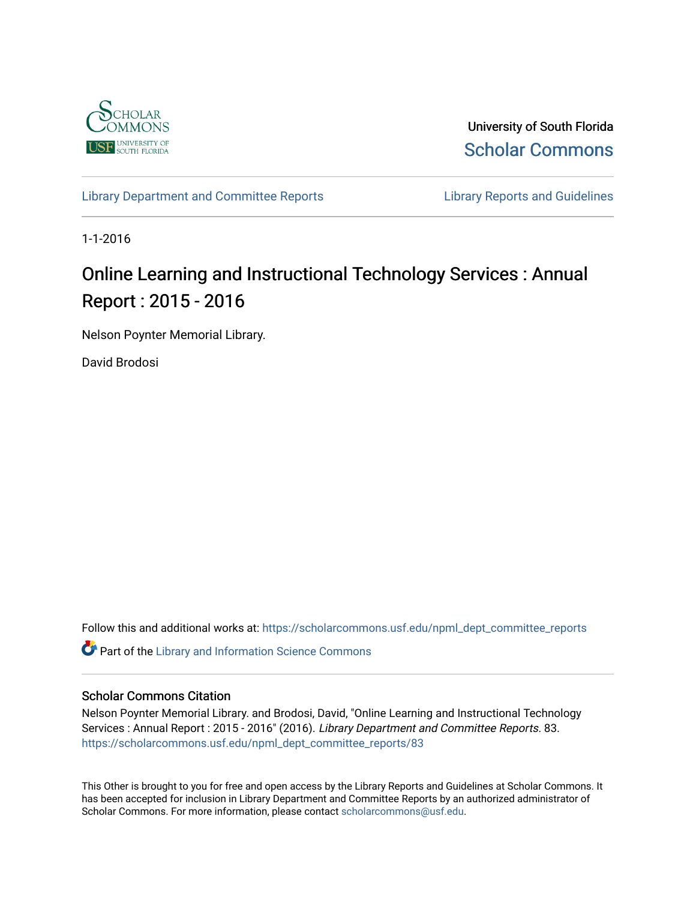University of South Florida

Scholar Commons

Library Department and Committee Reports

Library Reports and Guidelines

1-1-2016

# Online Learning and Instructional Technology Services : Annual Report : 2015 - 2016

Nelson Poynter Memorial Library.

David Brodosi

Follow this and additional works at: https://scholarcommons.usf.edu/npml_dept_committee_reports

Part of the Library and Information Science Commons

## Scholar Commons Citation

Nelson Poynter Memorial Library. and Brodosi, David, "Online Learning and Instructional Technology Services : Annual Report : 2015 - 2016" (2016). *Library Department and Committee Reports*. 83. https://scholarcommons.usf.edu/npml_dept_committee_reports/83

This Other is brought to you for free and open access by the Library Reports and Guidelines at Scholar Commons. It has been accepted for inclusion in Library Department and Committee Reports by an authorized administrator of Scholar Commons. For more information, please contact scholarcommons@usf.edu.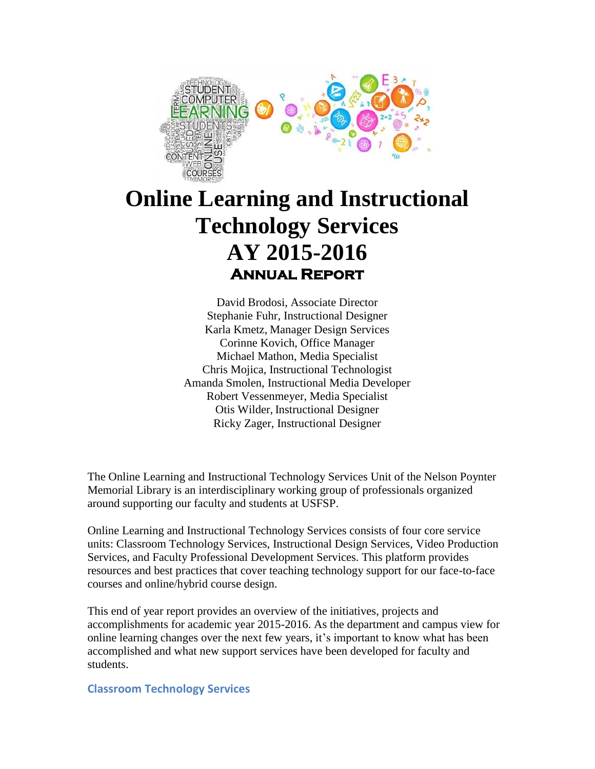# Online Learning and Instructional Technology Services

# AY 2015-2016

## Annual Report

David Brodosi, Associate Director
Stephanie Fuhr, Instructional Designer
Karla Kmetz, Manager Design Services
Corinne Kovich, Office Manager
Michael Mathon, Media Specialist
Chris Mojica, Instructional Technologist
Amanda Smolen, Instructional Media Developer
Robert Vessenmeyer, Media Specialist
Otis Wilder, Instructional Designer
Ricky Zager, Instructional Designer

The Online Learning and Instructional Technology Services Unit of the Nelson Poynter Memorial Library is an interdisciplinary working group of professionals organized around supporting our faculty and students at USFSP.

Online Learning and Instructional Technology Services consists of four core service units: Classroom Technology Services, Instructional Design Services, Video Production Services, and Faculty Professional Development Services. This platform provides resources and best practices that cover teaching technology support for our face-to-face courses and online/hybrid course design.

This end of year report provides an overview of the initiatives, projects and accomplishments for academic year 2015-2016. As the department and campus view for online learning changes over the next few years, it's important to know what has been accomplished and what new support services have been developed for faculty and students.

### Classroom Technology Services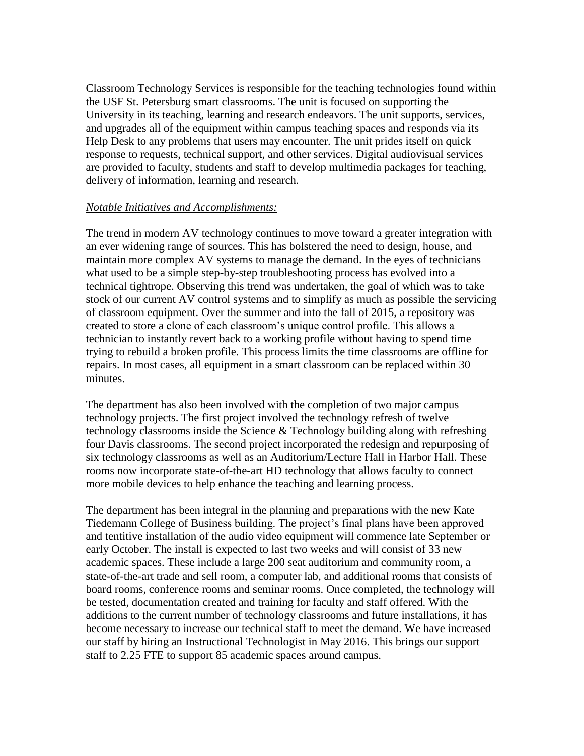Classroom Technology Services is responsible for the teaching technologies found within the USF St. Petersburg smart classrooms. The unit is focused on supporting the University in its teaching, learning and research endeavors. The unit supports, services, and upgrades all of the equipment within campus teaching spaces and responds via its Help Desk to any problems that users may encounter. The unit prides itself on quick response to requests, technical support, and other services. Digital audiovisual services are provided to faculty, students and staff to develop multimedia packages for teaching, delivery of information, learning and research.

*Notable Initiatives and Accomplishments:*

The trend in modern AV technology continues to move toward a greater integration with an ever widening range of sources. This has bolstered the need to design, house, and maintain more complex AV systems to manage the demand. In the eyes of technicians what used to be a simple step-by-step troubleshooting process has evolved into a technical tightrope. Observing this trend was undertaken, the goal of which was to take stock of our current AV control systems and to simplify as much as possible the servicing of classroom equipment. Over the summer and into the fall of 2015, a repository was created to store a clone of each classroom's unique control profile. This allows a technician to instantly revert back to a working profile without having to spend time trying to rebuild a broken profile. This process limits the time classrooms are offline for repairs. In most cases, all equipment in a smart classroom can be replaced within 30 minutes.

The department has also been involved with the completion of two major campus technology projects. The first project involved the technology refresh of twelve technology classrooms inside the Science & Technology building along with refreshing four Davis classrooms. The second project incorporated the redesign and repurposing of six technology classrooms as well as an Auditorium/Lecture Hall in Harbor Hall. These rooms now incorporate state-of-the-art HD technology that allows faculty to connect more mobile devices to help enhance the teaching and learning process.

The department has been integral in the planning and preparations with the new Kate Tiedemann College of Business building. The project's final plans have been approved and tentitive installation of the audio video equipment will commence late September or early October. The install is expected to last two weeks and will consist of 33 new academic spaces. These include a large 200 seat auditorium and community room, a state-of-the-art trade and sell room, a computer lab, and additional rooms that consists of board rooms, conference rooms and seminar rooms. Once completed, the technology will be tested, documentation created and training for faculty and staff offered. With the additions to the current number of technology classrooms and future installations, it has become necessary to increase our technical staff to meet the demand. We have increased our staff by hiring an Instructional Technologist in May 2016. This brings our support staff to 2.25 FTE to support 85 academic spaces around campus.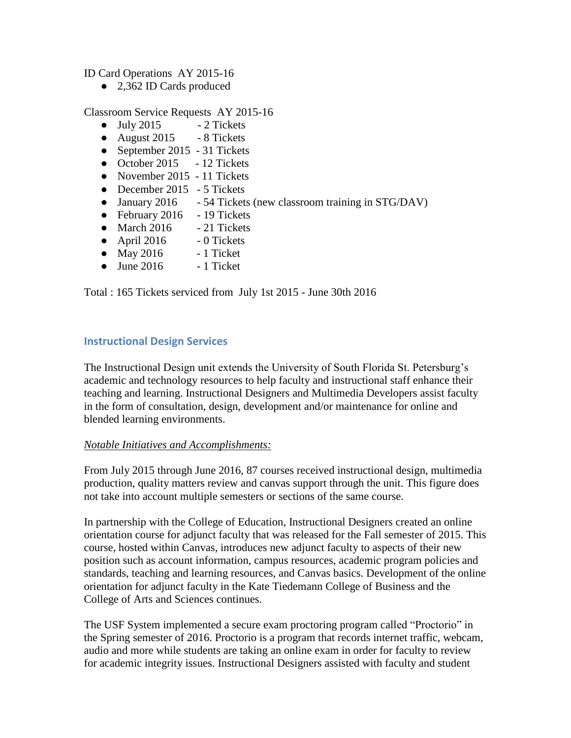ID Card Operations AY 2015-16

- 2,362 ID Cards produced

Classroom Service Requests AY 2015-16

- July 2015 - 2 Tickets
- August 2015 - 8 Tickets
- September 2015 - 31 Tickets
- October 2015 - 12 Tickets
- November 2015 - 11 Tickets
- December 2015 - 5 Tickets
- January 2016 - 54 Tickets (new classroom training in STG/DAV)
- February 2016 - 19 Tickets
- March 2016 - 21 Tickets
- April 2016 - 0 Tickets
- May 2016 - 1 Ticket
- June 2016 - 1 Ticket

Total : 165 Tickets serviced from July 1st 2015 - June 30th 2016

## Instructional Design Services

The Instructional Design unit extends the University of South Florida St. Petersburg's academic and technology resources to help faculty and instructional staff enhance their teaching and learning. Instructional Designers and Multimedia Developers assist faculty in the form of consultation, design, development and/or maintenance for online and blended learning environments.

*Notable Initiatives and Accomplishments:*

From July 2015 through June 2016, 87 courses received instructional design, multimedia production, quality matters review and canvas support through the unit. This figure does not take into account multiple semesters or sections of the same course.

In partnership with the College of Education, Instructional Designers created an online orientation course for adjunct faculty that was released for the Fall semester of 2015. This course, hosted within Canvas, introduces new adjunct faculty to aspects of their new position such as account information, campus resources, academic program policies and standards, teaching and learning resources, and Canvas basics. Development of the online orientation for adjunct faculty in the Kate Tiedemann College of Business and the College of Arts and Sciences continues.

The USF System implemented a secure exam proctoring program called "Proctorio" in the Spring semester of 2016. Proctorio is a program that records internet traffic, webcam, audio and more while students are taking an online exam in order for faculty to review for academic integrity issues. Instructional Designers assisted with faculty and student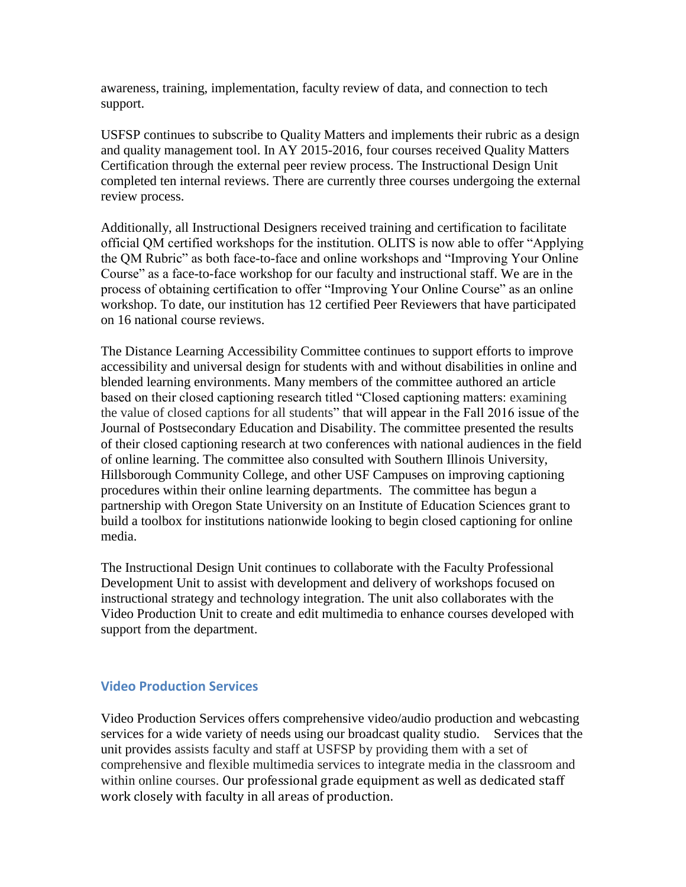awareness, training, implementation, faculty review of data, and connection to tech support.

USFSP continues to subscribe to Quality Matters and implements their rubric as a design and quality management tool. In AY 2015-2016, four courses received Quality Matters Certification through the external peer review process. The Instructional Design Unit completed ten internal reviews. There are currently three courses undergoing the external review process.

Additionally, all Instructional Designers received training and certification to facilitate official QM certified workshops for the institution. OLITS is now able to offer "Applying the QM Rubric" as both face-to-face and online workshops and "Improving Your Online Course" as a face-to-face workshop for our faculty and instructional staff. We are in the process of obtaining certification to offer "Improving Your Online Course" as an online workshop. To date, our institution has 12 certified Peer Reviewers that have participated on 16 national course reviews.

The Distance Learning Accessibility Committee continues to support efforts to improve accessibility and universal design for students with and without disabilities in online and blended learning environments. Many members of the committee authored an article based on their closed captioning research titled "Closed captioning matters: examining the value of closed captions for all students" that will appear in the Fall 2016 issue of the Journal of Postsecondary Education and Disability. The committee presented the results of their closed captioning research at two conferences with national audiences in the field of online learning. The committee also consulted with Southern Illinois University, Hillsborough Community College, and other USF Campuses on improving captioning procedures within their online learning departments. The committee has begun a partnership with Oregon State University on an Institute of Education Sciences grant to build a toolbox for institutions nationwide looking to begin closed captioning for online media.

The Instructional Design Unit continues to collaborate with the Faculty Professional Development Unit to assist with development and delivery of workshops focused on instructional strategy and technology integration. The unit also collaborates with the Video Production Unit to create and edit multimedia to enhance courses developed with support from the department.

### Video Production Services

Video Production Services offers comprehensive video/audio production and webcasting services for a wide variety of needs using our broadcast quality studio. Services that the unit provides assists faculty and staff at USFSP by providing them with a set of comprehensive and flexible multimedia services to integrate media in the classroom and within online courses. Our professional grade equipment as well as dedicated staff work closely with faculty in all areas of production.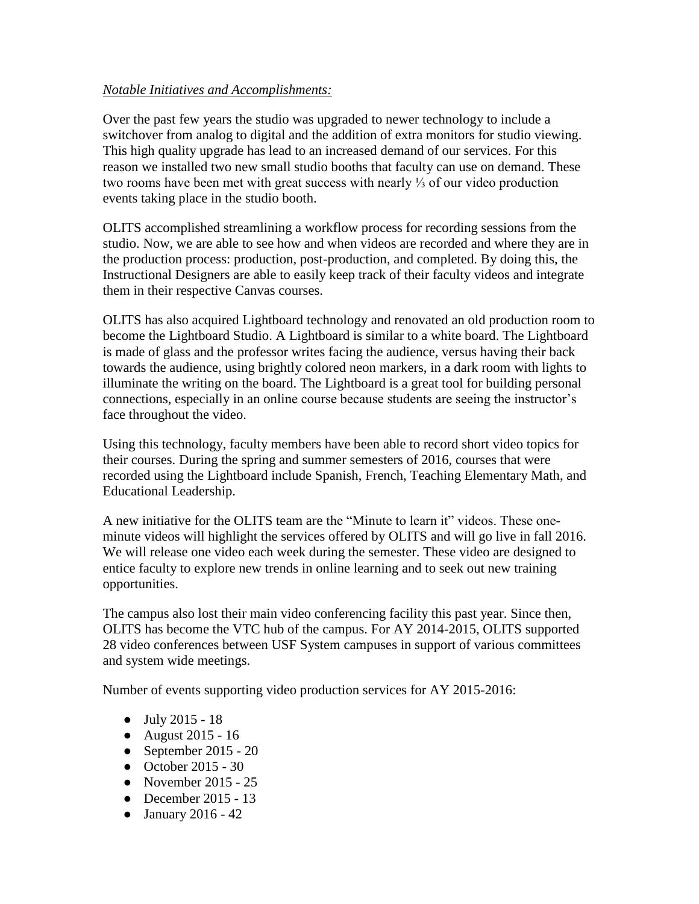*Notable Initiatives and Accomplishments:*

Over the past few years the studio was upgraded to newer technology to include a switchover from analog to digital and the addition of extra monitors for studio viewing. This high quality upgrade has lead to an increased demand of our services. For this reason we installed two new small studio booths that faculty can use on demand. These two rooms have been met with great success with nearly ⅓ of our video production events taking place in the studio booth.

OLITS accomplished streamlining a workflow process for recording sessions from the studio. Now, we are able to see how and when videos are recorded and where they are in the production process: production, post-production, and completed. By doing this, the Instructional Designers are able to easily keep track of their faculty videos and integrate them in their respective Canvas courses.

OLITS has also acquired Lightboard technology and renovated an old production room to become the Lightboard Studio. A Lightboard is similar to a white board. The Lightboard is made of glass and the professor writes facing the audience, versus having their back towards the audience, using brightly colored neon markers, in a dark room with lights to illuminate the writing on the board. The Lightboard is a great tool for building personal connections, especially in an online course because students are seeing the instructor's face throughout the video.

Using this technology, faculty members have been able to record short video topics for their courses. During the spring and summer semesters of 2016, courses that were recorded using the Lightboard include Spanish, French, Teaching Elementary Math, and Educational Leadership.

A new initiative for the OLITS team are the "Minute to learn it" videos. These one-minute videos will highlight the services offered by OLITS and will go live in fall 2016. We will release one video each week during the semester. These video are designed to entice faculty to explore new trends in online learning and to seek out new training opportunities.

The campus also lost their main video conferencing facility this past year. Since then, OLITS has become the VTC hub of the campus. For AY 2014-2015, OLITS supported 28 video conferences between USF System campuses in support of various committees and system wide meetings.

Number of events supporting video production services for AY 2015-2016:

- July 2015 - 18
- August 2015 - 16
- September 2015 - 20
- October 2015 - 30
- November 2015 - 25
- December 2015 - 13
- January 2016 - 42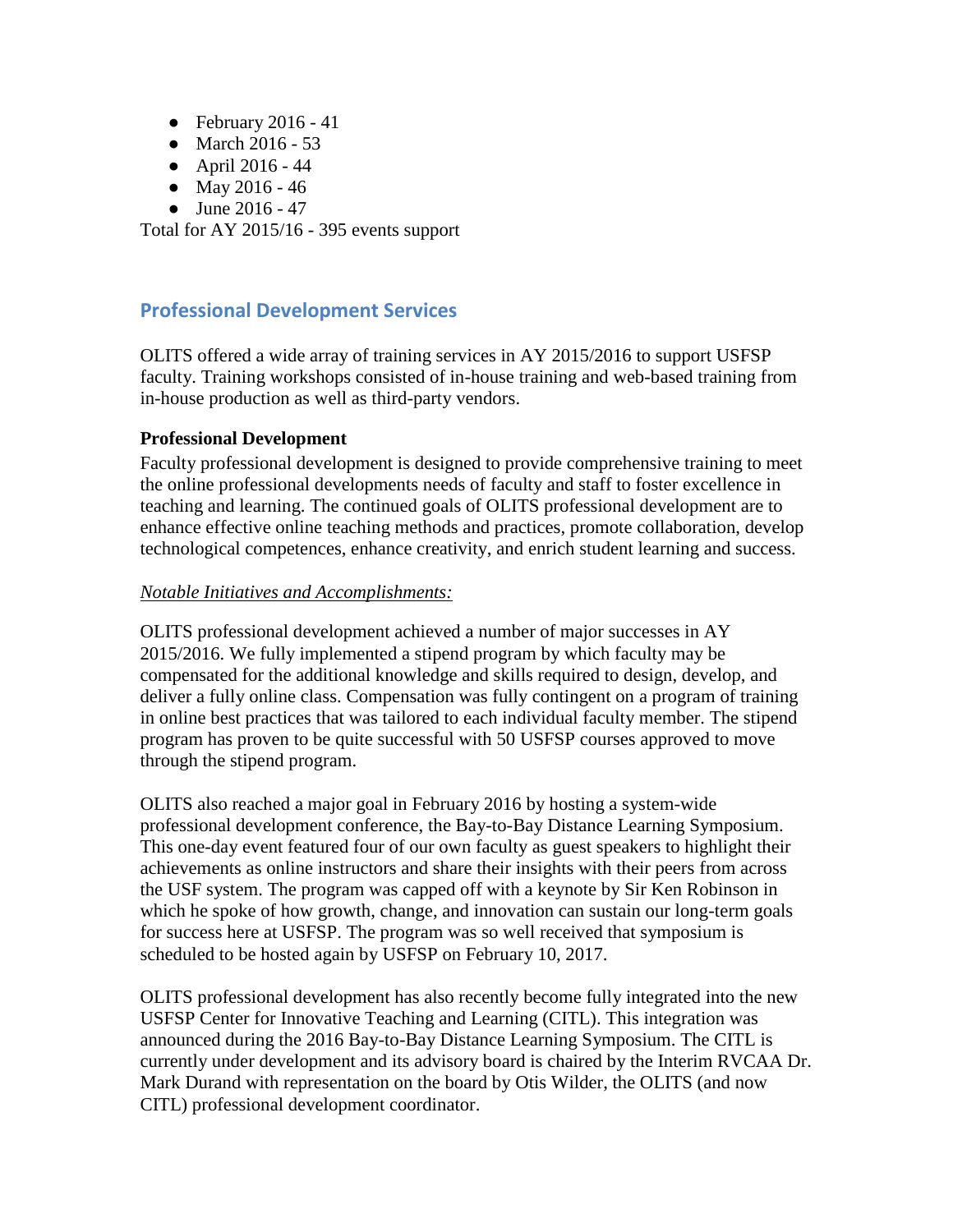- February 2016 - 41
- March 2016 - 53
- April 2016 - 44
- May 2016 - 46
- June 2016 - 47

Total for AY 2015/16 - 395 events support

## Professional Development Services

OLITS offered a wide array of training services in AY 2015/2016 to support USFSP faculty. Training workshops consisted of in-house training and web-based training from in-house production as well as third-party vendors.

**Professional Development**

Faculty professional development is designed to provide comprehensive training to meet the online professional developments needs of faculty and staff to foster excellence in teaching and learning. The continued goals of OLITS professional development are to enhance effective online teaching methods and practices, promote collaboration, develop technological competences, enhance creativity, and enrich student learning and success.

*Notable Initiatives and Accomplishments:*

OLITS professional development achieved a number of major successes in AY 2015/2016. We fully implemented a stipend program by which faculty may be compensated for the additional knowledge and skills required to design, develop, and deliver a fully online class. Compensation was fully contingent on a program of training in online best practices that was tailored to each individual faculty member. The stipend program has proven to be quite successful with 50 USFSP courses approved to move through the stipend program.

OLITS also reached a major goal in February 2016 by hosting a system-wide professional development conference, the Bay-to-Bay Distance Learning Symposium. This one-day event featured four of our own faculty as guest speakers to highlight their achievements as online instructors and share their insights with their peers from across the USF system. The program was capped off with a keynote by Sir Ken Robinson in which he spoke of how growth, change, and innovation can sustain our long-term goals for success here at USFSP. The program was so well received that symposium is scheduled to be hosted again by USFSP on February 10, 2017.

OLITS professional development has also recently become fully integrated into the new USFSP Center for Innovative Teaching and Learning (CITL). This integration was announced during the 2016 Bay-to-Bay Distance Learning Symposium. The CITL is currently under development and its advisory board is chaired by the Interim RVCAA Dr. Mark Durand with representation on the board by Otis Wilder, the OLITS (and now CITL) professional development coordinator.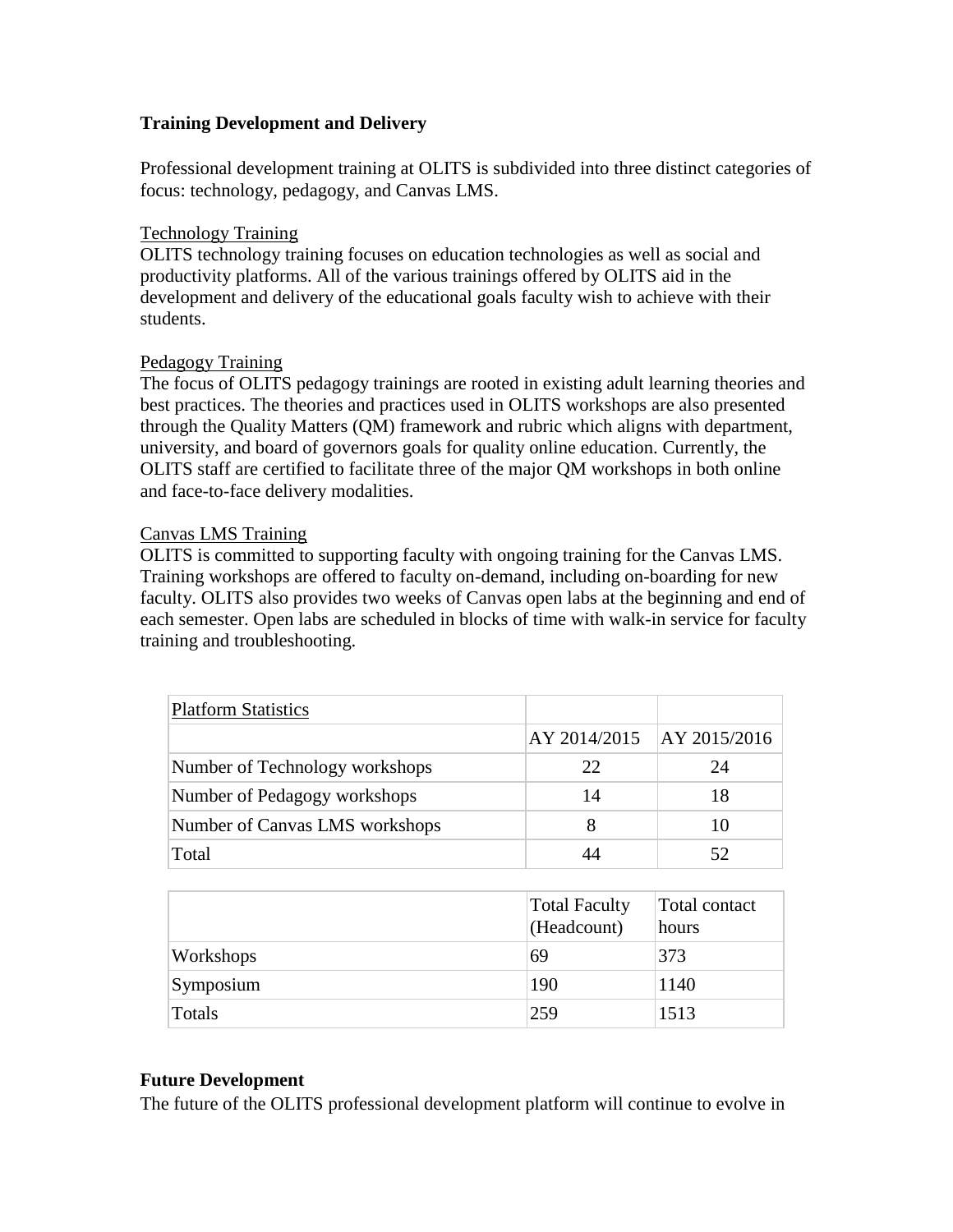**Training Development and Delivery**

Professional development training at OLITS is subdivided into three distinct categories of focus: technology, pedagogy, and Canvas LMS.

Technology Training

OLITS technology training focuses on education technologies as well as social and productivity platforms. All of the various trainings offered by OLITS aid in the development and delivery of the educational goals faculty wish to achieve with their students.

Pedagogy Training

The focus of OLITS pedagogy trainings are rooted in existing adult learning theories and best practices. The theories and practices used in OLITS workshops are also presented through the Quality Matters (QM) framework and rubric which aligns with department, university, and board of governors goals for quality online education. Currently, the OLITS staff are certified to facilitate three of the major QM workshops in both online and face-to-face delivery modalities.

Canvas LMS Training

OLITS is committed to supporting faculty with ongoing training for the Canvas LMS. Training workshops are offered to faculty on-demand, including on-boarding for new faculty. OLITS also provides two weeks of Canvas open labs at the beginning and end of each semester. Open labs are scheduled in blocks of time with walk-in service for faculty training and troubleshooting.

| Platform Statistics | | |
|---|---|---|
| | AY 2014/2015 | AY 2015/2016 |
| Number of Technology workshops | 22 | 24 |
| Number of Pedagogy workshops | 14 | 18 |
| Number of Canvas LMS workshops | 8 | 10 |
| Total | 44 | 52 |

| | Total Faculty (Headcount) | Total contact hours |
|---|---|---|
| Workshops | 69 | 373 |
| Symposium | 190 | 1140 |
| Totals | 259 | 1513 |

**Future Development**

The future of the OLITS professional development platform will continue to evolve in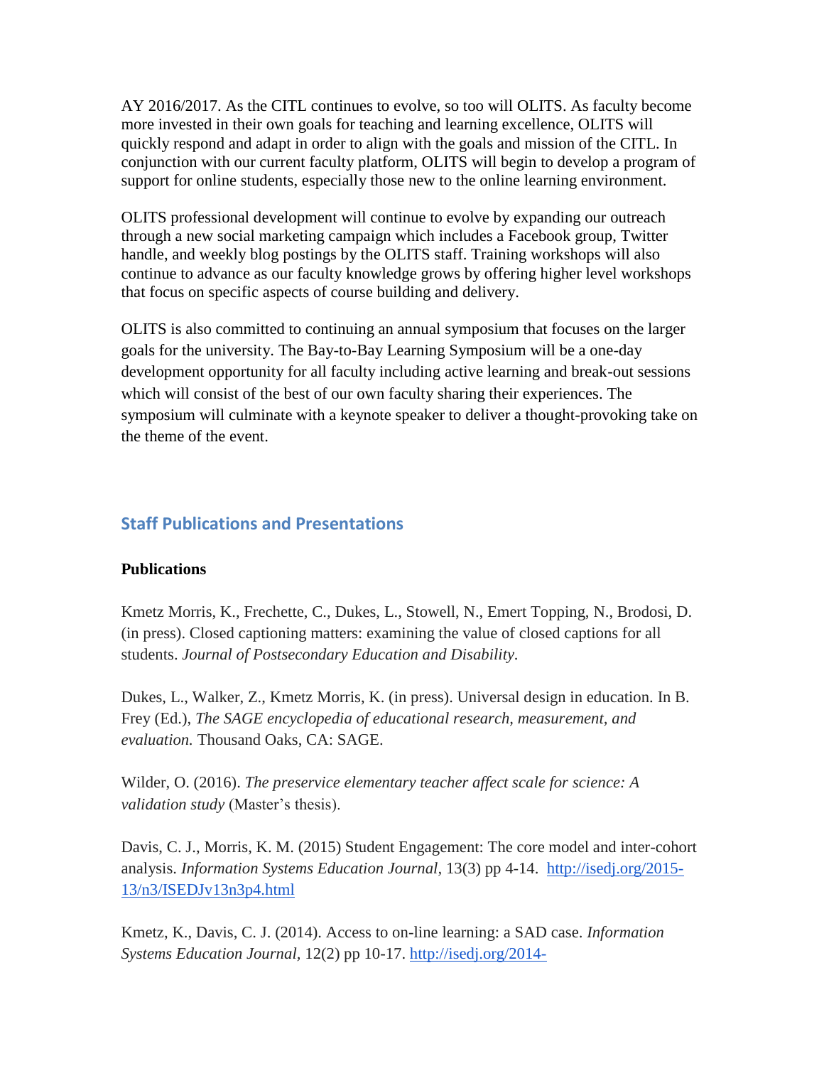AY 2016/2017. As the CITL continues to evolve, so too will OLITS. As faculty become more invested in their own goals for teaching and learning excellence, OLITS will quickly respond and adapt in order to align with the goals and mission of the CITL. In conjunction with our current faculty platform, OLITS will begin to develop a program of support for online students, especially those new to the online learning environment.

OLITS professional development will continue to evolve by expanding our outreach through a new social marketing campaign which includes a Facebook group, Twitter handle, and weekly blog postings by the OLITS staff. Training workshops will also continue to advance as our faculty knowledge grows by offering higher level workshops that focus on specific aspects of course building and delivery.

OLITS is also committed to continuing an annual symposium that focuses on the larger goals for the university. The Bay-to-Bay Learning Symposium will be a one-day development opportunity for all faculty including active learning and break-out sessions which will consist of the best of our own faculty sharing their experiences. The symposium will culminate with a keynote speaker to deliver a thought-provoking take on the theme of the event.

## Staff Publications and Presentations

**Publications**

Kmetz Morris, K., Frechette, C., Dukes, L., Stowell, N., Emert Topping, N., Brodosi, D. (in press). Closed captioning matters: examining the value of closed captions for all students. *Journal of Postsecondary Education and Disability*.

Dukes, L., Walker, Z., Kmetz Morris, K. (in press). Universal design in education. In B. Frey (Ed.), *The SAGE encyclopedia of educational research, measurement, and evaluation.* Thousand Oaks, CA: SAGE.

Wilder, O. (2016). *The preservice elementary teacher affect scale for science: A validation study* (Master's thesis).

Davis, C. J., Morris, K. M. (2015) Student Engagement: The core model and inter-cohort analysis. *Information Systems Education Journal*, 13(3) pp 4-14. http://isedj.org/2015-13/n3/ISEDJv13n3p4.html

Kmetz, K., Davis, C. J. (2014). Access to on-line learning: a SAD case. *Information Systems Education Journal,* 12(2) pp 10-17. http://isedj.org/2014-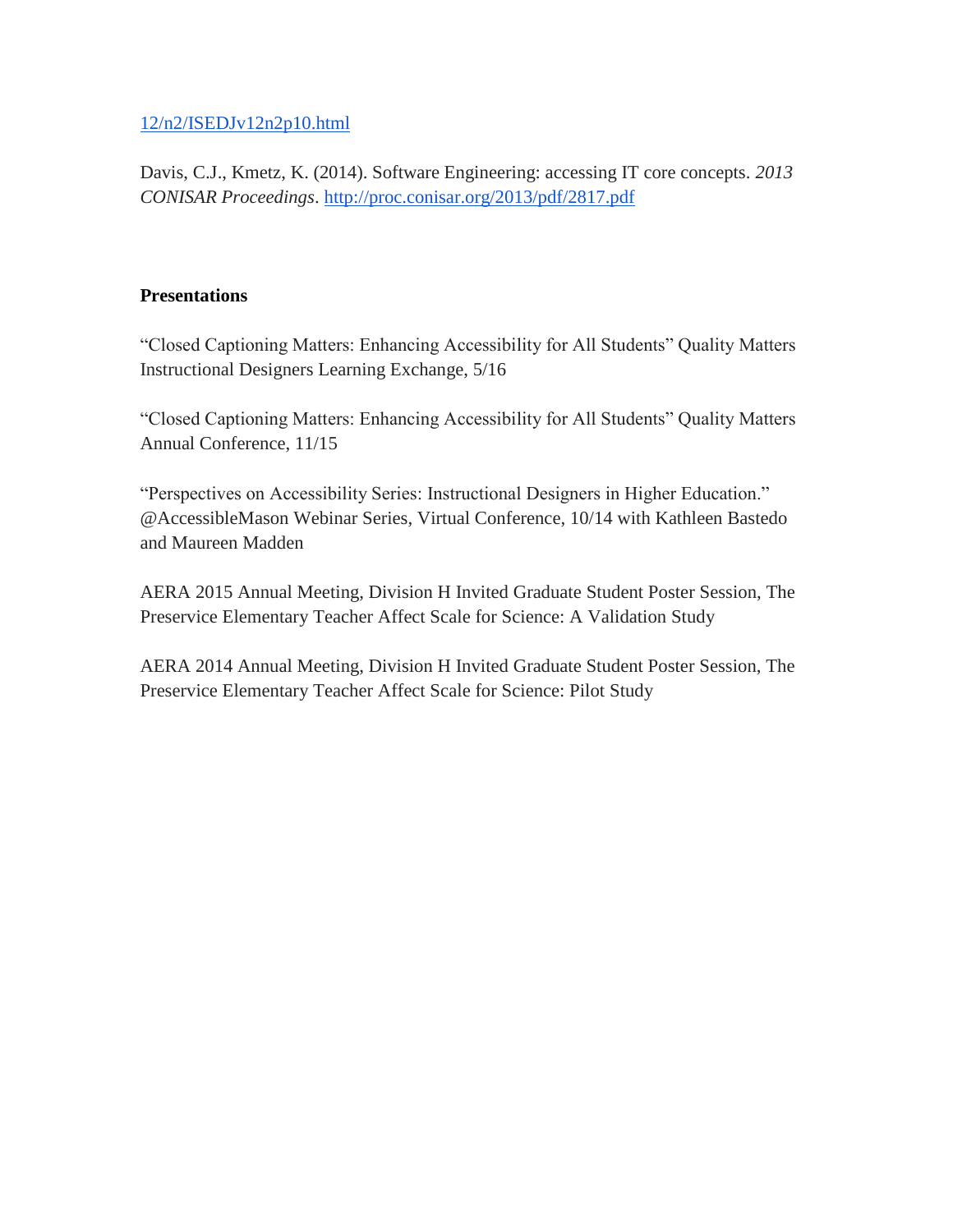12/n2/ISEDJv12n2p10.html

Davis, C.J., Kmetz, K. (2014). Software Engineering: accessing IT core concepts. *2013 CONISAR Proceedings*. http://proc.conisar.org/2013/pdf/2817.pdf

**Presentations**

"Closed Captioning Matters: Enhancing Accessibility for All Students" Quality Matters Instructional Designers Learning Exchange, 5/16

"Closed Captioning Matters: Enhancing Accessibility for All Students" Quality Matters Annual Conference, 11/15

"Perspectives on Accessibility Series: Instructional Designers in Higher Education." @AccessibleMason Webinar Series, Virtual Conference, 10/14 with Kathleen Bastedo and Maureen Madden

AERA 2015 Annual Meeting, Division H Invited Graduate Student Poster Session, The Preservice Elementary Teacher Affect Scale for Science: A Validation Study

AERA 2014 Annual Meeting, Division H Invited Graduate Student Poster Session, The Preservice Elementary Teacher Affect Scale for Science: Pilot Study